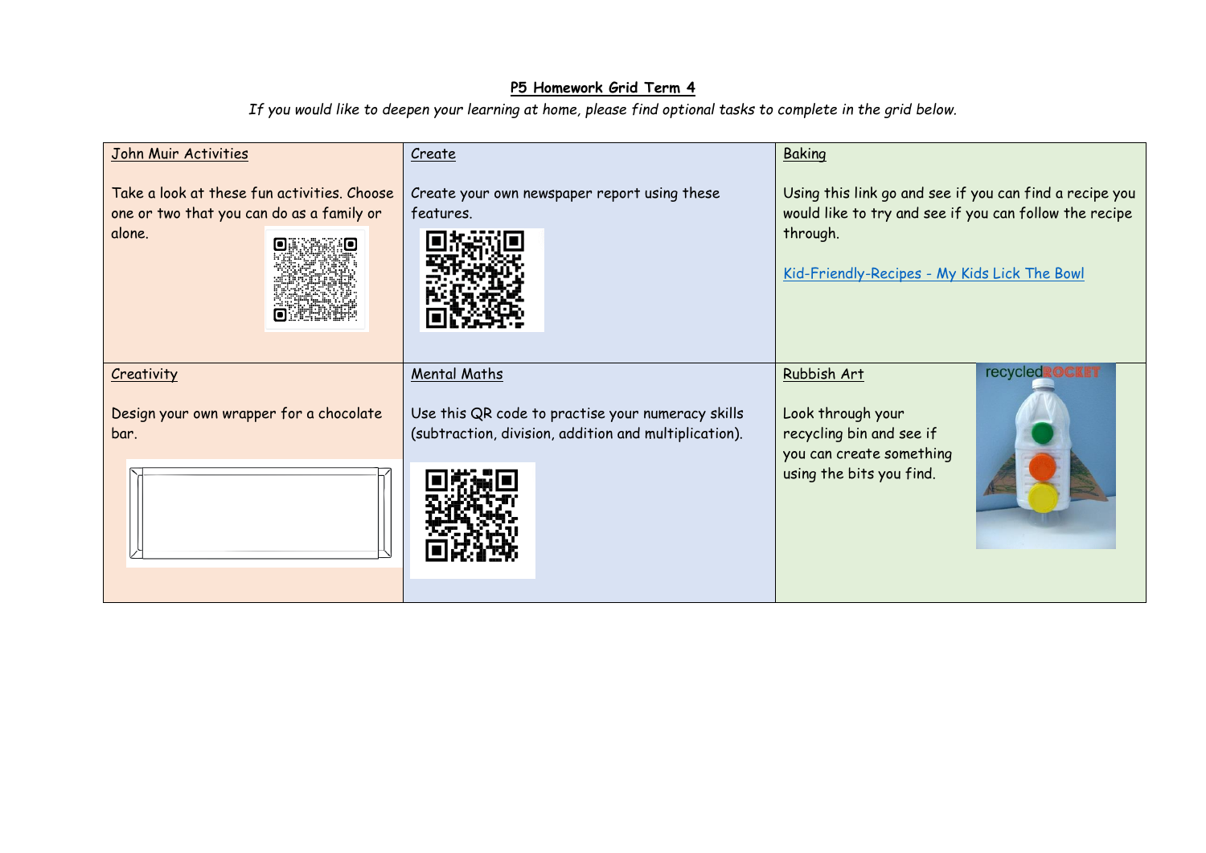# P5 Homework Grid Term 4

*If you would like to deepen your learning at home, please find optional tasks to complete in the grid below.*

| John Muir Activities | Create | Baking |
|---|---|---|
| Take a look at these fun activities. Choose one or two that you can do as a family or alone. | Create your own newspaper report using these features. | Using this link go and see if you can find a recipe you would like to try and see if you can follow the recipe through.<br><br>Kid-Friendly-Recipes - My Kids Lick The Bowl |
| **Creativity**<br><br>Design your own wrapper for a chocolate bar. | **Mental Maths**<br><br>Use this QR code to practise your numeracy skills (subtraction, division, addition and multiplication). | **Rubbish Art**<br><br>Look through your recycling bin and see if you can create something using the bits you find.<br><br>recycledROCKET |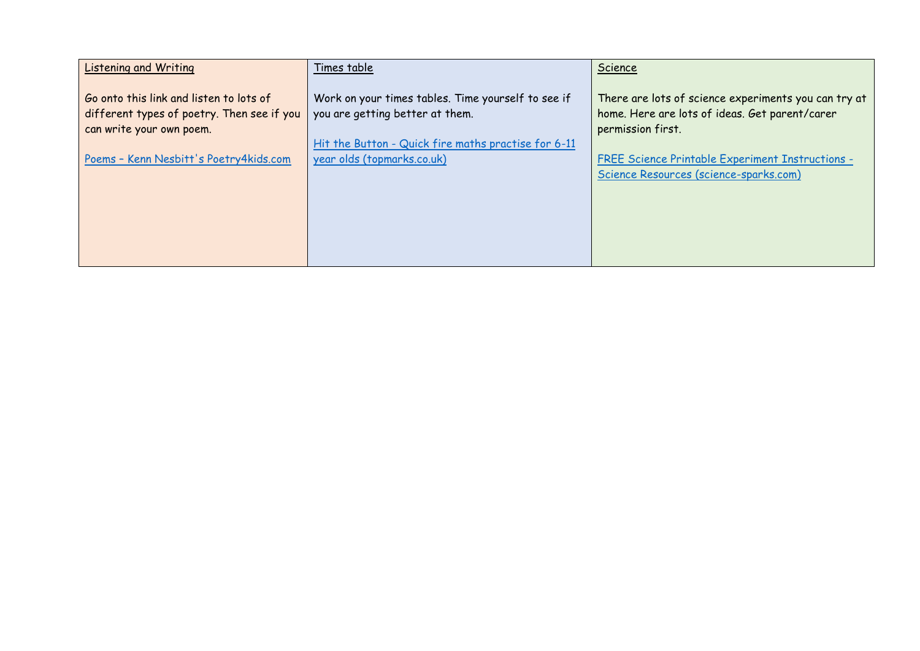| | | |
|---|---|---|
| Listening and Writing<br><br>Go onto this link and listen to lots of different types of poetry. Then see if you can write your own poem.<br><br>Poems – Kenn Nesbitt's Poetry4kids.com | Times table<br><br>Work on your times tables. Time yourself to see if you are getting better at them.<br><br>Hit the Button - Quick fire maths practise for 6-11 year olds (topmarks.co.uk) | Science<br><br>There are lots of science experiments you can try at home. Here are lots of ideas. Get parent/carer permission first.<br><br>FREE Science Printable Experiment Instructions - Science Resources (science-sparks.com) |